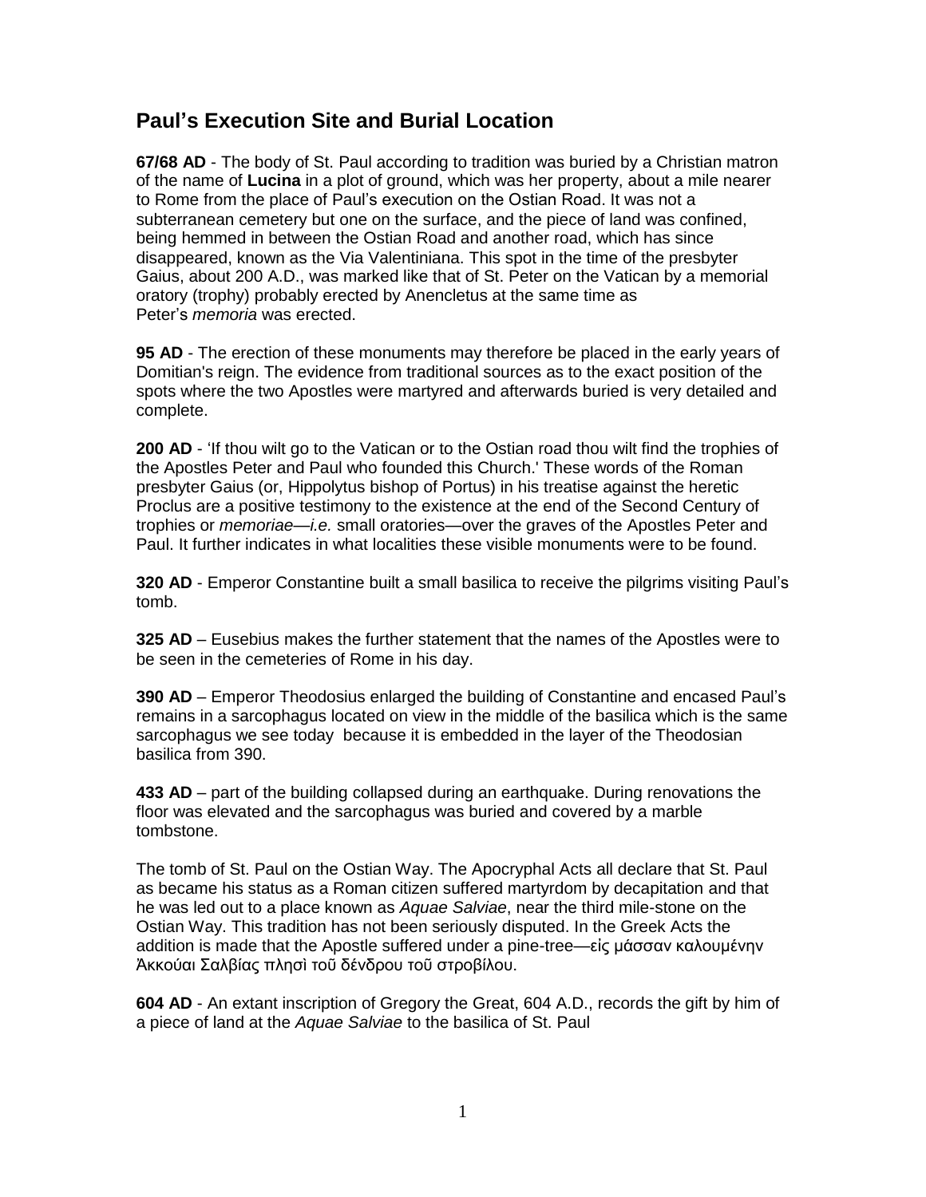## Paul's Execution Site and Burial Location

**67/68 AD** - The body of St. Paul according to tradition was buried by a Christian matron of the name of **Lucina** in a plot of ground, which was her property, about a mile nearer to Rome from the place of Paul's execution on the Ostian Road. It was not a subterranean cemetery but one on the surface, and the piece of land was confined, being hemmed in between the Ostian Road and another road, which has since disappeared, known as the Via Valentiniana. This spot in the time of the presbyter Gaius, about 200 A.D., was marked like that of St. Peter on the Vatican by a memorial oratory (trophy) probably erected by Anencletus at the same time as Peter's *memoria* was erected.

**95 AD** - The erection of these monuments may therefore be placed in the early years of Domitian's reign. The evidence from traditional sources as to the exact position of the spots where the two Apostles were martyred and afterwards buried is very detailed and complete.

**200 AD** - 'If thou wilt go to the Vatican or to the Ostian road thou wilt find the trophies of the Apostles Peter and Paul who founded this Church.' These words of the Roman presbyter Gaius (or, Hippolytus bishop of Portus) in his treatise against the heretic Proclus are a positive testimony to the existence at the end of the Second Century of trophies or *memoriae*—*i.e.* small oratories—over the graves of the Apostles Peter and Paul. It further indicates in what localities these visible monuments were to be found.

**320 AD** - Emperor Constantine built a small basilica to receive the pilgrims visiting Paul's tomb.

**325 AD** – Eusebius makes the further statement that the names of the Apostles were to be seen in the cemeteries of Rome in his day.

**390 AD** – Emperor Theodosius enlarged the building of Constantine and encased Paul's remains in a sarcophagus located on view in the middle of the basilica which is the same sarcophagus we see today because it is embedded in the layer of the Theodosian basilica from 390.

**433 AD** – part of the building collapsed during an earthquake. During renovations the floor was elevated and the sarcophagus was buried and covered by a marble tombstone.

The tomb of St. Paul on the Ostian Way. The Apocryphal Acts all declare that St. Paul as became his status as a Roman citizen suffered martyrdom by decapitation and that he was led out to a place known as *Aquae Salviae*, near the third mile-stone on the Ostian Way. This tradition has not been seriously disputed. In the Greek Acts the addition is made that the Apostle suffered under a pine-tree—εἰς μάσσαν καλουμένην Ἀκκούαι Σαλβίας πλησὶ τοῦ δένδρου τοῦ στροβίλου.

**604 AD** - An extant inscription of Gregory the Great, 604 A.D., records the gift by him of a piece of land at the *Aquae Salviae* to the basilica of St. Paul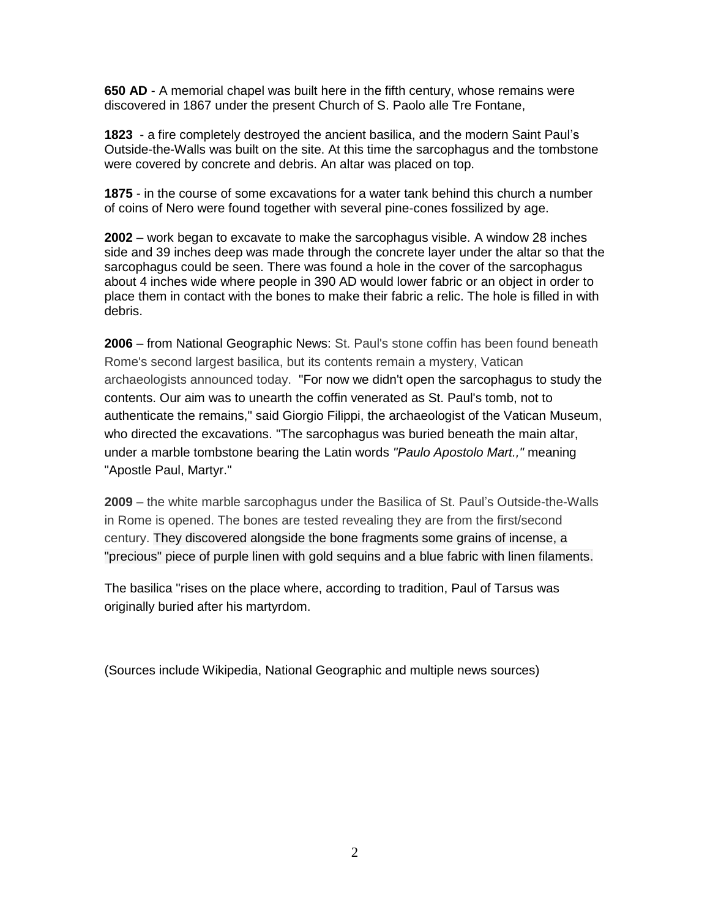**650 AD** - A memorial chapel was built here in the fifth century, whose remains were discovered in 1867 under the present Church of S. Paolo alle Tre Fontane,

**1823** - a fire completely destroyed the ancient basilica, and the modern Saint Paul's Outside-the-Walls was built on the site. At this time the sarcophagus and the tombstone were covered by concrete and debris. An altar was placed on top.

**1875** - in the course of some excavations for a water tank behind this church a number of coins of Nero were found together with several pine-cones fossilized by age.

**2002** – work began to excavate to make the sarcophagus visible. A window 28 inches side and 39 inches deep was made through the concrete layer under the altar so that the sarcophagus could be seen. There was found a hole in the cover of the sarcophagus about 4 inches wide where people in 390 AD would lower fabric or an object in order to place them in contact with the bones to make their fabric a relic. The hole is filled in with debris.

**2006** – from National Geographic News: St. Paul's stone coffin has been found beneath Rome's second largest basilica, but its contents remain a mystery, Vatican archaeologists announced today. "For now we didn't open the sarcophagus to study the contents. Our aim was to unearth the coffin venerated as St. Paul's tomb, not to authenticate the remains," said Giorgio Filippi, the archaeologist of the Vatican Museum, who directed the excavations. "The sarcophagus was buried beneath the main altar, under a marble tombstone bearing the Latin words *"Paulo Apostolo Mart.,"* meaning "Apostle Paul, Martyr."

**2009** – the white marble sarcophagus under the Basilica of St. Paul's Outside-the-Walls in Rome is opened. The bones are tested revealing they are from the first/second century. They discovered alongside the bone fragments some grains of incense, a "precious" piece of purple linen with gold sequins and a blue fabric with linen filaments.

The basilica "rises on the place where, according to tradition, Paul of Tarsus was originally buried after his martyrdom.

(Sources include Wikipedia, National Geographic and multiple news sources)